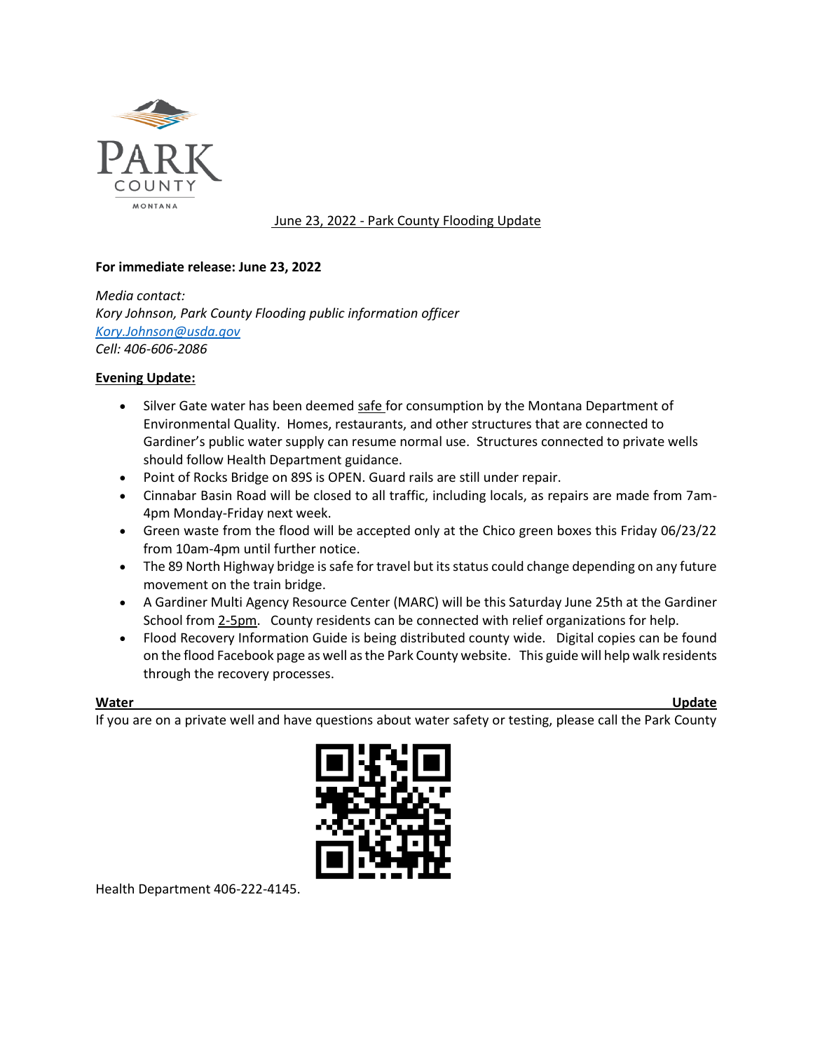June 23, 2022 - Park County Flooding Update

**For immediate release: June 23, 2022**

*Media contact:*
*Kory Johnson, Park County Flooding public information officer*
*Kory.Johnson@usda.gov*
*Cell: 406-606-2086*

**Evening Update:**

- Silver Gate water has been deemed safe for consumption by the Montana Department of Environmental Quality. Homes, restaurants, and other structures that are connected to Gardiner's public water supply can resume normal use. Structures connected to private wells should follow Health Department guidance.
- Point of Rocks Bridge on 89S is OPEN. Guard rails are still under repair.
- Cinnabar Basin Road will be closed to all traffic, including locals, as repairs are made from 7am-4pm Monday-Friday next week.
- Green waste from the flood will be accepted only at the Chico green boxes this Friday 06/23/22 from 10am-4pm until further notice.
- The 89 North Highway bridge is safe for travel but its status could change depending on any future movement on the train bridge.
- A Gardiner Multi Agency Resource Center (MARC) will be this Saturday June 25th at the Gardiner School from 2-5pm. County residents can be connected with relief organizations for help.
- Flood Recovery Information Guide is being distributed county wide. Digital copies can be found on the flood Facebook page as well as the Park County website. This guide will help walk residents through the recovery processes.

**Water Update**

If you are on a private well and have questions about water safety or testing, please call the Park County Health Department 406-222-4145.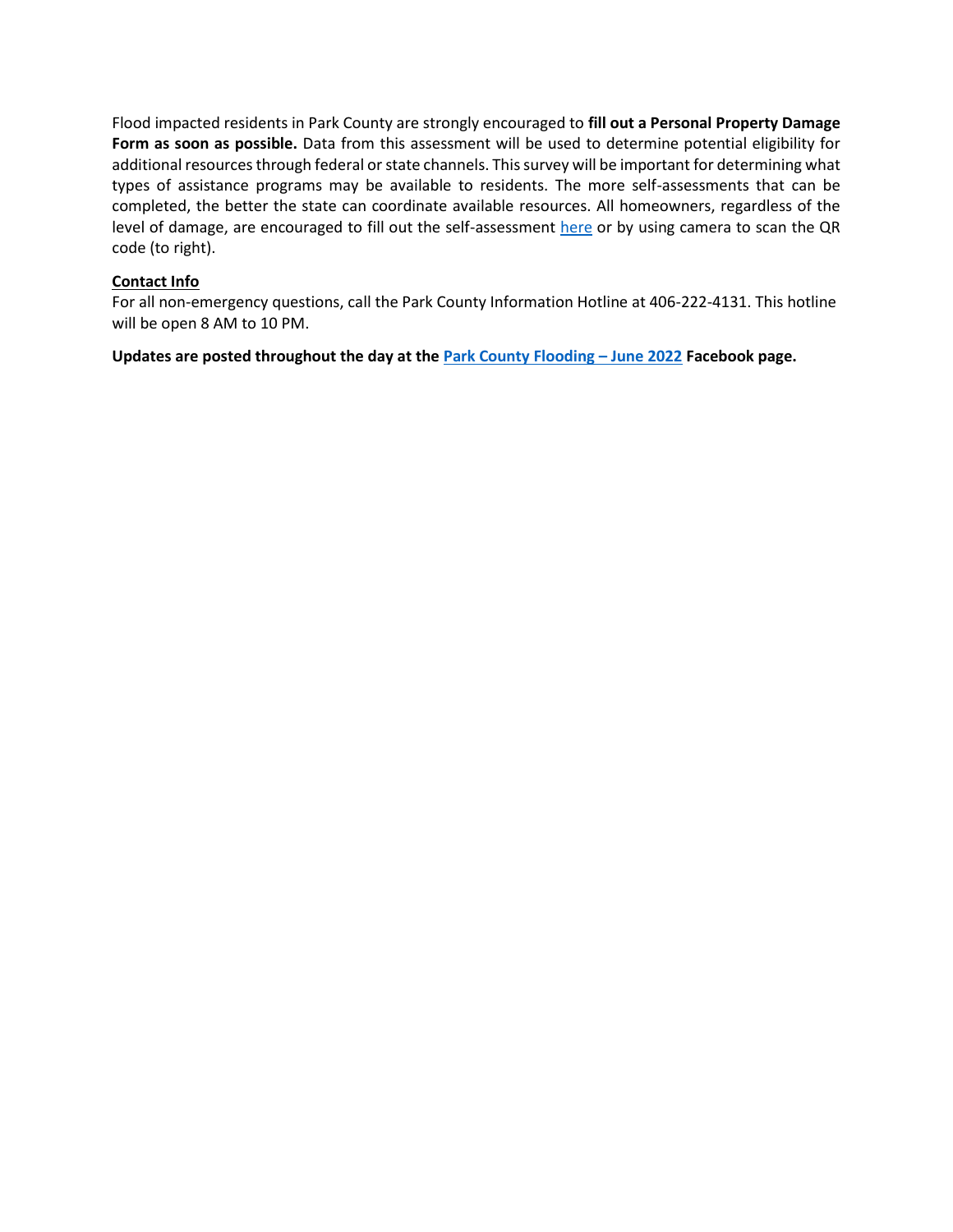Flood impacted residents in Park County are strongly encouraged to **fill out a Personal Property Damage Form as soon as possible.** Data from this assessment will be used to determine potential eligibility for additional resources through federal or state channels. This survey will be important for determining what types of assistance programs may be available to residents. The more self-assessments that can be completed, the better the state can coordinate available resources. All homeowners, regardless of the level of damage, are encouraged to fill out the self-assessment here or by using camera to scan the QR code (to right).

**Contact Info**

For all non-emergency questions, call the Park County Information Hotline at 406-222-4131. This hotline will be open 8 AM to 10 PM.

**Updates are posted throughout the day at the Park County Flooding – June 2022 Facebook page.**